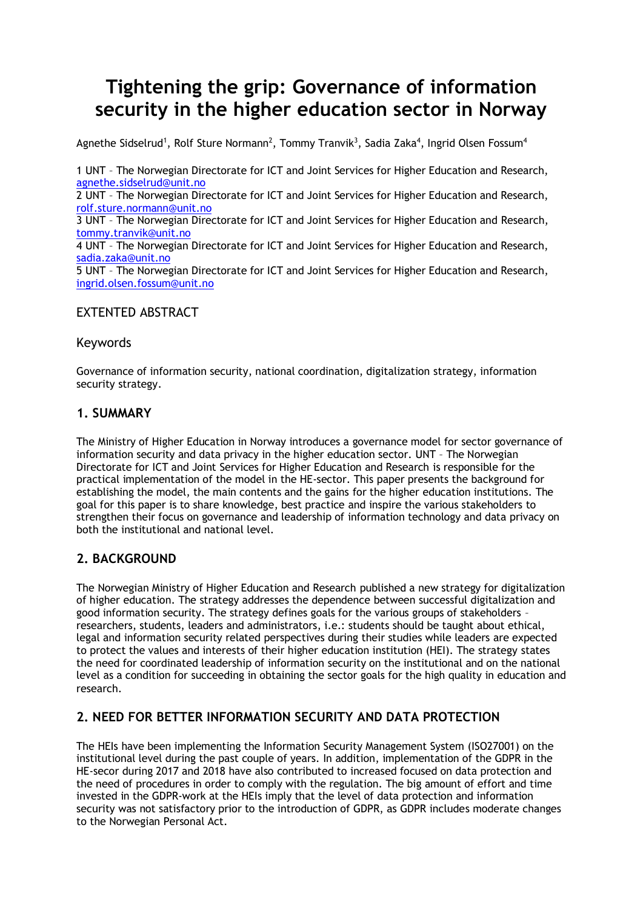# Tightening the grip: Governance of information security in the higher education sector in Norway

Agnethe Sidselrud[1], Rolf Sture Normann[2], Tommy Tranvik[3], Sadia Zaka[4], Ingrid Olsen Fossum[4]

1 UNT – The Norwegian Directorate for ICT and Joint Services for Higher Education and Research, agnethe.sidselrud@unit.no
2 UNT – The Norwegian Directorate for ICT and Joint Services for Higher Education and Research, rolf.sture.normann@unit.no
3 UNT – The Norwegian Directorate for ICT and Joint Services for Higher Education and Research, tommy.tranvik@unit.no
4 UNT – The Norwegian Directorate for ICT and Joint Services for Higher Education and Research, sadia.zaka@unit.no
5 UNT – The Norwegian Directorate for ICT and Joint Services for Higher Education and Research, ingrid.olsen.fossum@unit.no

EXTENTED ABSTRACT

Keywords

Governance of information security, national coordination, digitalization strategy, information security strategy.

## 1. SUMMARY

The Ministry of Higher Education in Norway introduces a governance model for sector governance of information security and data privacy in the higher education sector. UNT – The Norwegian Directorate for ICT and Joint Services for Higher Education and Research is responsible for the practical implementation of the model in the HE-sector. This paper presents the background for establishing the model, the main contents and the gains for the higher education institutions. The goal for this paper is to share knowledge, best practice and inspire the various stakeholders to strengthen their focus on governance and leadership of information technology and data privacy on both the institutional and national level.

## 2. BACKGROUND

The Norwegian Ministry of Higher Education and Research published a new strategy for digitalization of higher education. The strategy addresses the dependence between successful digitalization and good information security. The strategy defines goals for the various groups of stakeholders – researchers, students, leaders and administrators, i.e.: students should be taught about ethical, legal and information security related perspectives during their studies while leaders are expected to protect the values and interests of their higher education institution (HEI). The strategy states the need for coordinated leadership of information security on the institutional and on the national level as a condition for succeeding in obtaining the sector goals for the high quality in education and research.

## 2. NEED FOR BETTER INFORMATION SECURITY AND DATA PROTECTION

The HEIs have been implementing the Information Security Management System (ISO27001) on the institutional level during the past couple of years. In addition, implementation of the GDPR in the HE-secor during 2017 and 2018 have also contributed to increased focused on data protection and the need of procedures in order to comply with the regulation. The big amount of effort and time invested in the GDPR-work at the HEIs imply that the level of data protection and information security was not satisfactory prior to the introduction of GDPR, as GDPR includes moderate changes to the Norwegian Personal Act.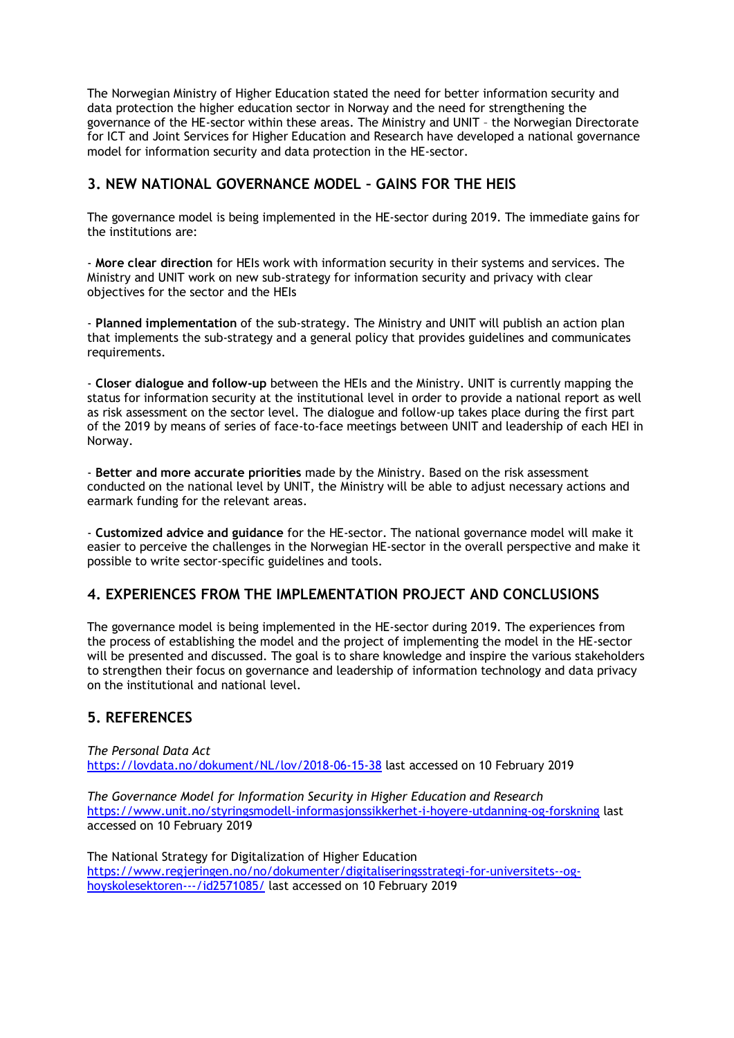The Norwegian Ministry of Higher Education stated the need for better information security and data protection the higher education sector in Norway and the need for strengthening the governance of the HE-sector within these areas. The Ministry and UNIT – the Norwegian Directorate for ICT and Joint Services for Higher Education and Research have developed a national governance model for information security and data protection in the HE-sector.

## 3. NEW NATIONAL GOVERNANCE MODEL – GAINS FOR THE HEIS

The governance model is being implemented in the HE-sector during 2019. The immediate gains for the institutions are:

- **More clear direction** for HEIs work with information security in their systems and services. The Ministry and UNIT work on new sub-strategy for information security and privacy with clear objectives for the sector and the HEIs

- **Planned implementation** of the sub-strategy. The Ministry and UNIT will publish an action plan that implements the sub-strategy and a general policy that provides guidelines and communicates requirements.

- **Closer dialogue and follow-up** between the HEIs and the Ministry. UNIT is currently mapping the status for information security at the institutional level in order to provide a national report as well as risk assessment on the sector level. The dialogue and follow-up takes place during the first part of the 2019 by means of series of face-to-face meetings between UNIT and leadership of each HEI in Norway.

- **Better and more accurate priorities** made by the Ministry. Based on the risk assessment conducted on the national level by UNIT, the Ministry will be able to adjust necessary actions and earmark funding for the relevant areas.

- **Customized advice and guidance** for the HE-sector. The national governance model will make it easier to perceive the challenges in the Norwegian HE-sector in the overall perspective and make it possible to write sector-specific guidelines and tools.

## 4. EXPERIENCES FROM THE IMPLEMENTATION PROJECT AND CONCLUSIONS

The governance model is being implemented in the HE-sector during 2019. The experiences from the process of establishing the model and the project of implementing the model in the HE-sector will be presented and discussed. The goal is to share knowledge and inspire the various stakeholders to strengthen their focus on governance and leadership of information technology and data privacy on the institutional and national level.

## 5. REFERENCES

*The Personal Data Act*
https://lovdata.no/dokument/NL/lov/2018-06-15-38 last accessed on 10 February 2019

*The Governance Model for Information Security in Higher Education and Research*
https://www.unit.no/styringsmodell-informasjonssikkerhet-i-hoyere-utdanning-og-forskning last accessed on 10 February 2019

The National Strategy for Digitalization of Higher Education
https://www.regjeringen.no/no/dokumenter/digitaliseringsstrategi-for-universitets--og-hoyskolesektoren---/id2571085/ last accessed on 10 February 2019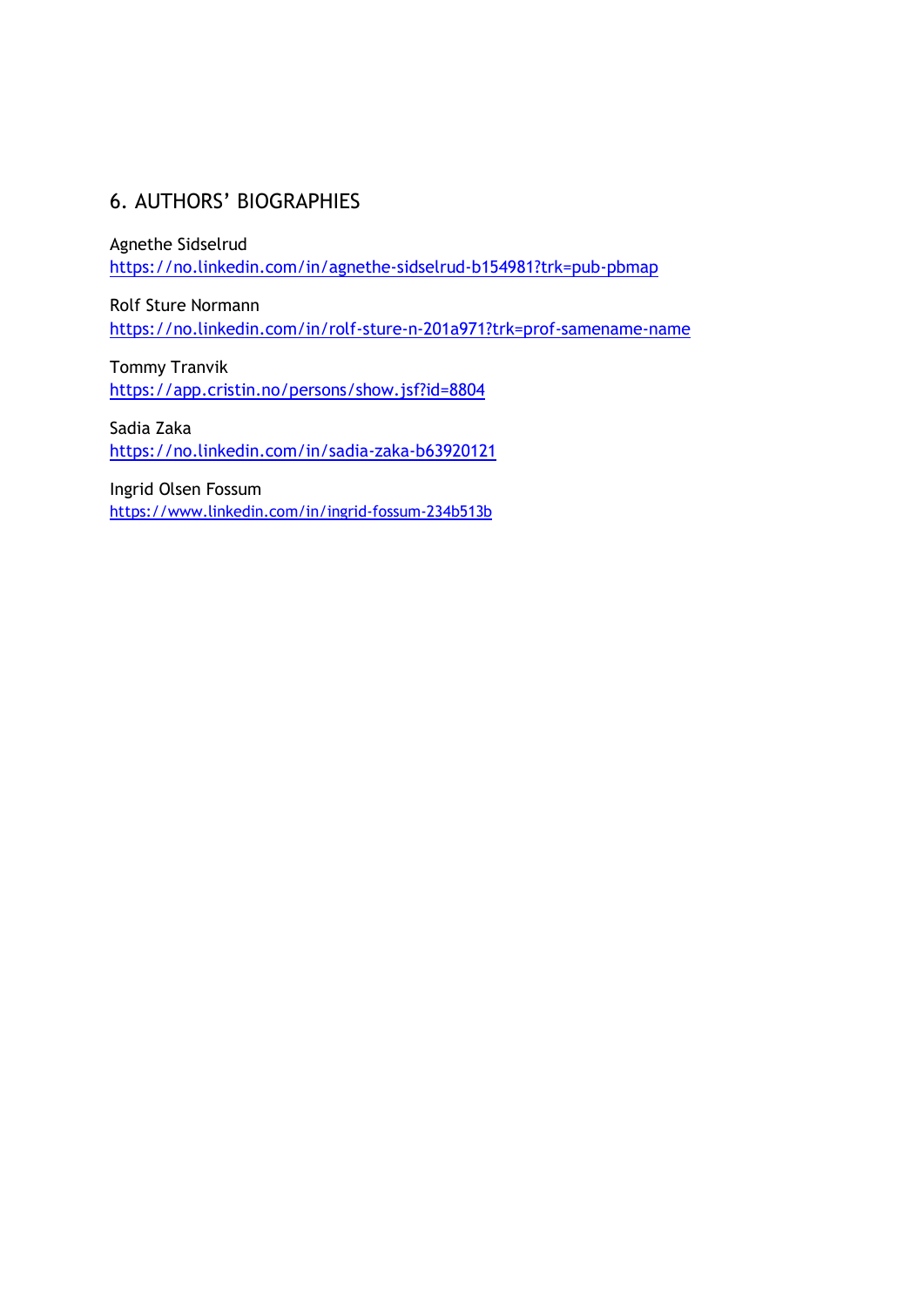## 6. AUTHORS' BIOGRAPHIES

Agnethe Sidselrud
https://no.linkedin.com/in/agnethe-sidselrud-b154981?trk=pub-pbmap

Rolf Sture Normann
https://no.linkedin.com/in/rolf-sture-n-201a971?trk=prof-samename-name

Tommy Tranvik
https://app.cristin.no/persons/show.jsf?id=8804

Sadia Zaka
https://no.linkedin.com/in/sadia-zaka-b63920121

Ingrid Olsen Fossum
https://www.linkedin.com/in/ingrid-fossum-234b513b